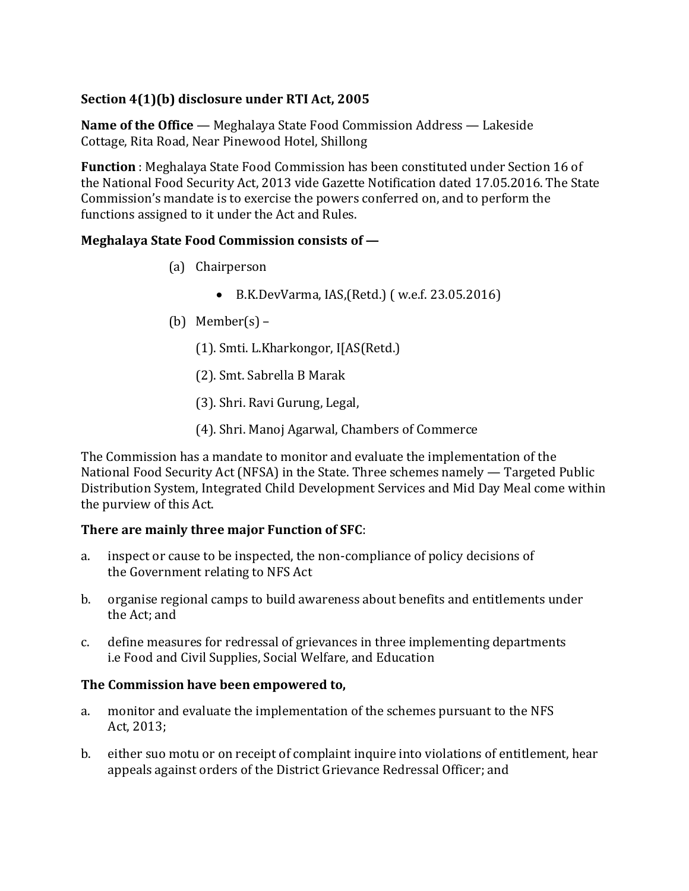**Section 4(1)(b) disclosure under RTI Act, 2005**

**Name of the Office** — Meghalaya State Food Commission Address — Lakeside Cottage, Rita Road, Near Pinewood Hotel, Shillong

**Function** : Meghalaya State Food Commission has been constituted under Section 16 of the National Food Security Act, 2013 vide Gazette Notification dated 17.05.2016. The State Commission's mandate is to exercise the powers conferred on, and to perform the functions assigned to it under the Act and Rules.

**Meghalaya State Food Commission consists of —**

(a) Chairperson

- B.K.DevVarma, IAS,(Retd.) ( w.e.f. 23.05.2016)

(b) Member(s) –

(1). Smti. L.Kharkongor, I[AS(Retd.)

(2). Smt. Sabrella B Marak

(3). Shri. Ravi Gurung, Legal,

(4). Shri. Manoj Agarwal, Chambers of Commerce

The Commission has a mandate to monitor and evaluate the implementation of the National Food Security Act (NFSA) in the State. Three schemes namely — Targeted Public Distribution System, Integrated Child Development Services and Mid Day Meal come within the purview of this Act.

**There are mainly three major Function of SFC**:

a. inspect or cause to be inspected, the non-compliance of policy decisions of the Government relating to NFS Act

b. organise regional camps to build awareness about benefits and entitlements under the Act; and

c. define measures for redressal of grievances in three implementing departments i.e Food and Civil Supplies, Social Welfare, and Education

**The Commission have been empowered to,**

a. monitor and evaluate the implementation of the schemes pursuant to the NFS Act, 2013;

b. either suo motu or on receipt of complaint inquire into violations of entitlement, hear appeals against orders of the District Grievance Redressal Officer; and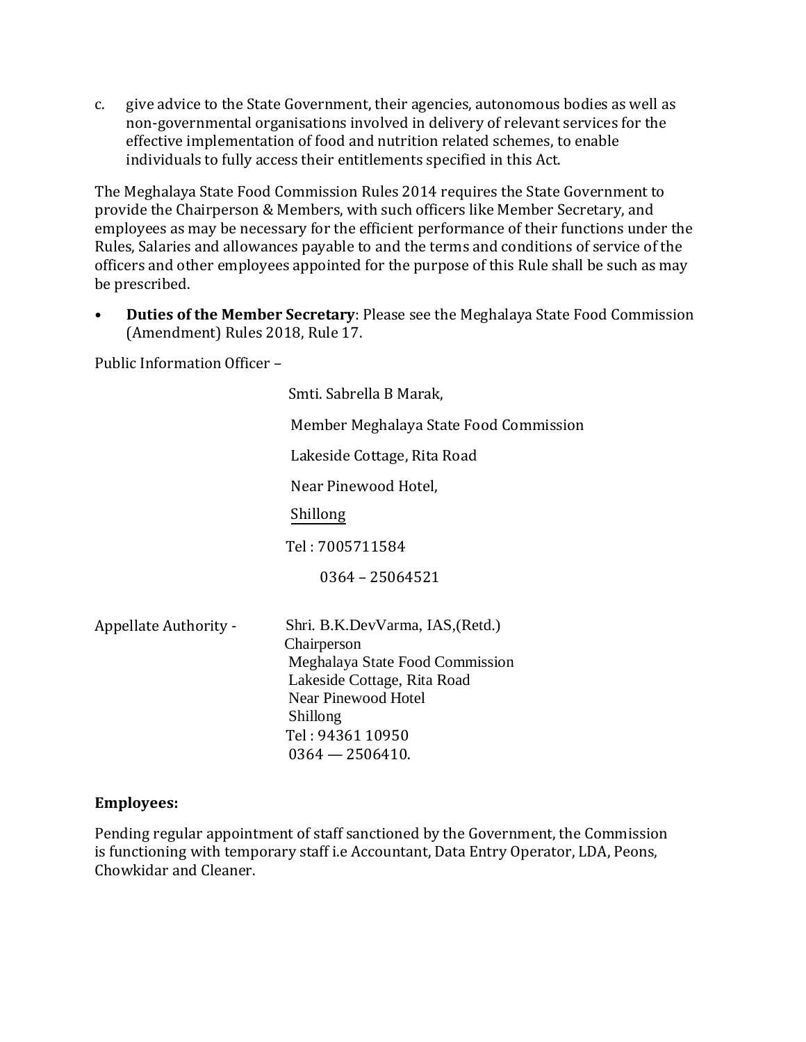c. give advice to the State Government, their agencies, autonomous bodies as well as non-governmental organisations involved in delivery of relevant services for the effective implementation of food and nutrition related schemes, to enable individuals to fully access their entitlements specified in this Act.

The Meghalaya State Food Commission Rules 2014 requires the State Government to provide the Chairperson & Members, with such officers like Member Secretary, and employees as may be necessary for the efficient performance of their functions under the Rules, Salaries and allowances payable to and the terms and conditions of service of the officers and other employees appointed for the purpose of this Rule shall be such as may be prescribed.

- **Duties of the Member Secretary**: Please see the Meghalaya State Food Commission (Amendment) Rules 2018, Rule 17.

Public Information Officer –

Smti. Sabrella B Marak,
Member Meghalaya State Food Commission
Lakeside Cottage, Rita Road
Near Pinewood Hotel,
Shillong
Tel : 7005711584
0364 – 25064521

Appellate Authority - Shri. B.K.DevVarma, IAS,(Retd.)
Chairperson
Meghalaya State Food Commission
Lakeside Cottage, Rita Road
Near Pinewood Hotel
Shillong
Tel : 94361 10950
0364 — 2506410.

**Employees:**

Pending regular appointment of staff sanctioned by the Government, the Commission is functioning with temporary staff i.e Accountant, Data Entry Operator, LDA, Peons, Chowkidar and Cleaner.